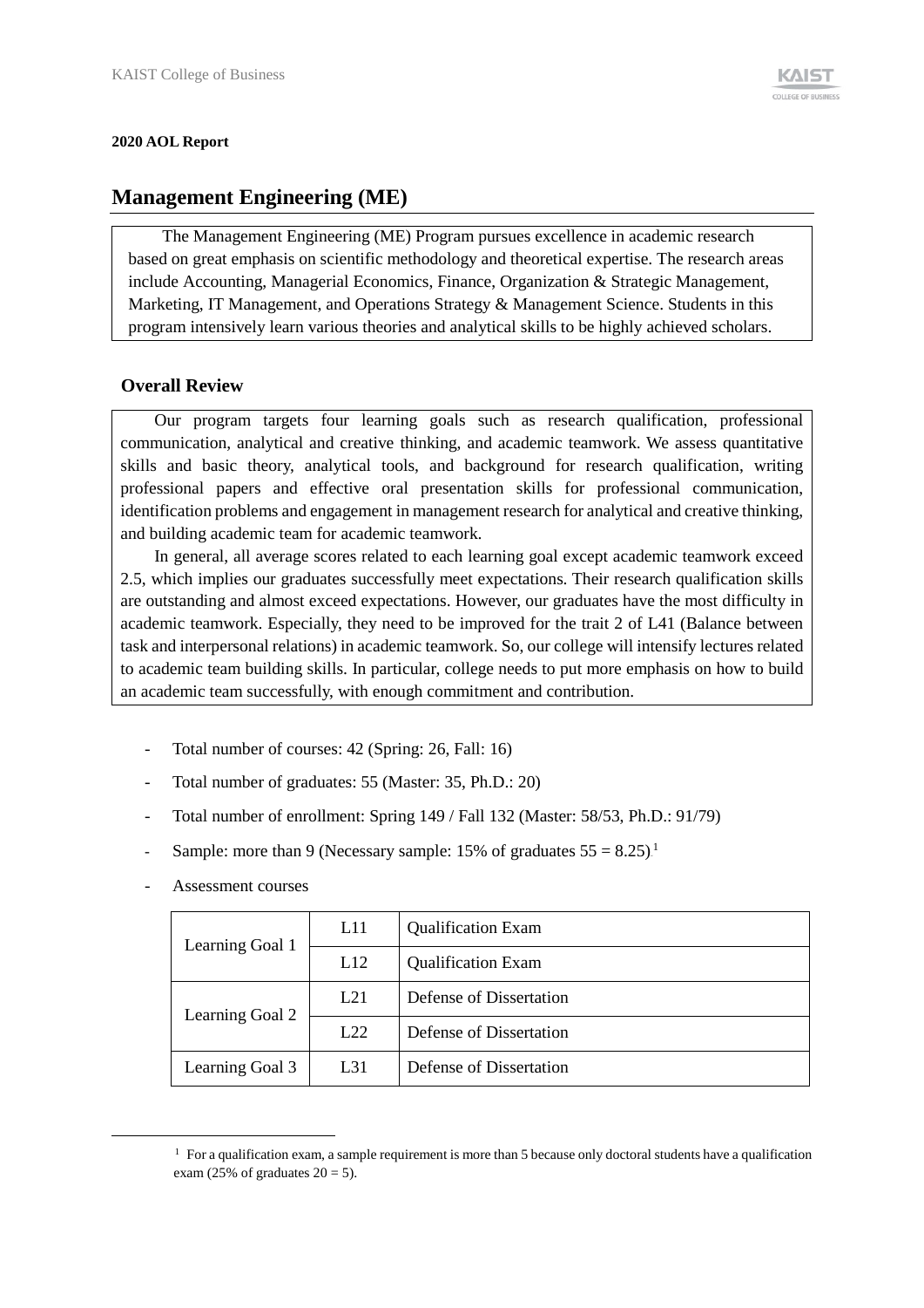**2020 AOL Report**

# Management Engineering (ME)

The Management Engineering (ME) Program pursues excellence in academic research based on great emphasis on scientific methodology and theoretical expertise. The research areas include Accounting, Managerial Economics, Finance, Organization & Strategic Management, Marketing, IT Management, and Operations Strategy & Management Science. Students in this program intensively learn various theories and analytical skills to be highly achieved scholars.

## Overall Review

Our program targets four learning goals such as research qualification, professional communication, analytical and creative thinking, and academic teamwork. We assess quantitative skills and basic theory, analytical tools, and background for research qualification, writing professional papers and effective oral presentation skills for professional communication, identification problems and engagement in management research for analytical and creative thinking, and building academic team for academic teamwork.

In general, all average scores related to each learning goal except academic teamwork exceed 2.5, which implies our graduates successfully meet expectations. Their research qualification skills are outstanding and almost exceed expectations. However, our graduates have the most difficulty in academic teamwork. Especially, they need to be improved for the trait 2 of L41 (Balance between task and interpersonal relations) in academic teamwork. So, our college will intensify lectures related to academic team building skills. In particular, college needs to put more emphasis on how to build an academic team successfully, with enough commitment and contribution.

- Total number of courses: 42 (Spring: 26, Fall: 16)
- Total number of graduates: 55 (Master: 35, Ph.D.: 20)
- Total number of enrollment: Spring 149 / Fall 132 (Master: 58/53, Ph.D.: 91/79)
- Sample: more than 9 (Necessary sample: 15% of graduates 55 = 8.25).[1]
- Assessment courses

| | | |
|---|---|---|
| Learning Goal 1 | L11 | Qualification Exam |
| | L12 | Qualification Exam |
| Learning Goal 2 | L21 | Defense of Dissertation |
| | L22 | Defense of Dissertation |
| Learning Goal 3 | L31 | Defense of Dissertation |

[1] For a qualification exam, a sample requirement is more than 5 because only doctoral students have a qualification exam (25% of graduates 20 = 5).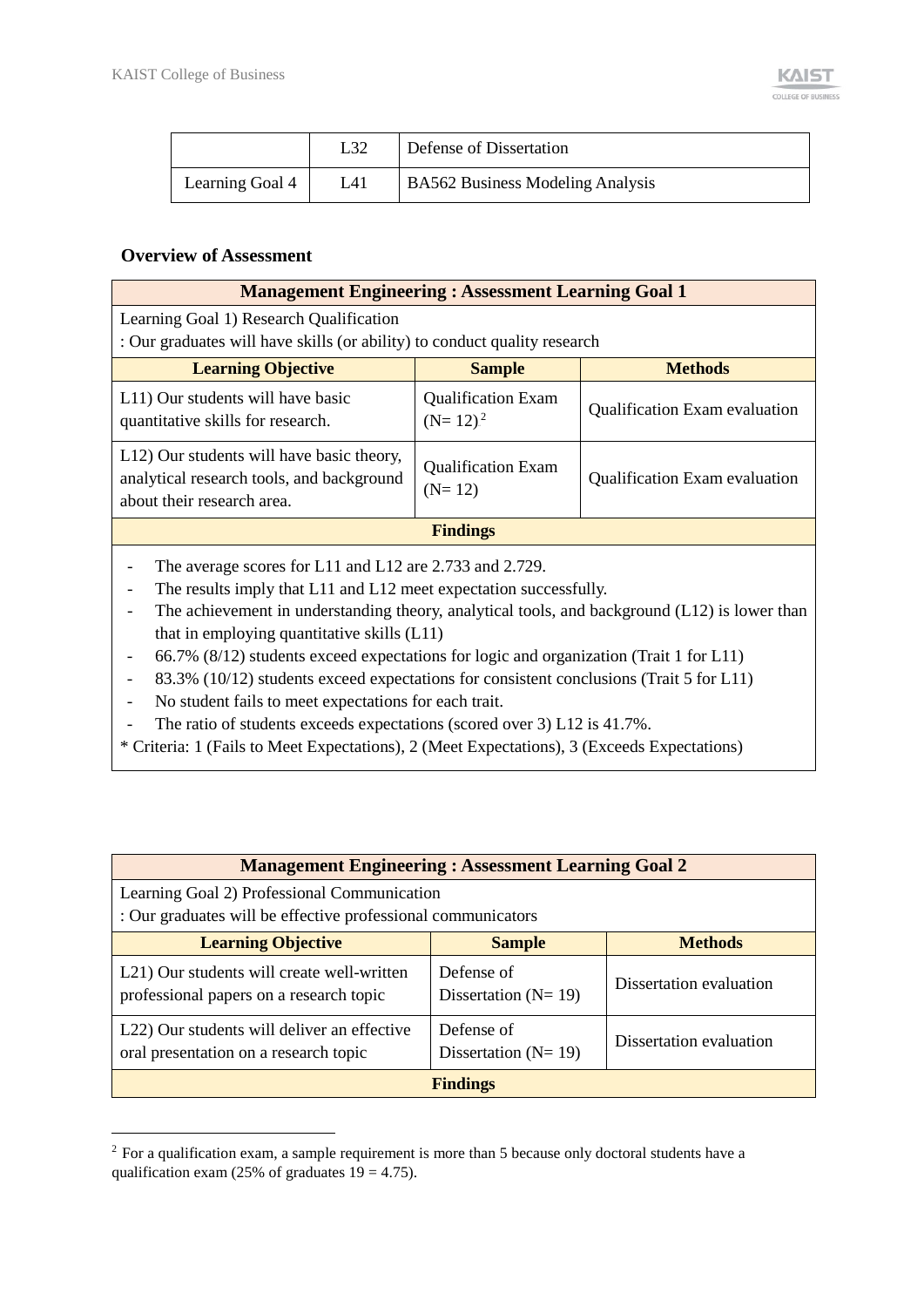| | L32 | Defense of Dissertation |
|---|---|---|
| Learning Goal 4 | L41 | BA562 Business Modeling Analysis |

**Overview of Assessment**

| **Management Engineering : Assessment Learning Goal 1** | | |
|---|---|---|
| Learning Goal 1) Research Qualification<br>: Our graduates will have skills (or ability) to conduct quality research | | |
| **Learning Objective** | **Sample** | **Methods** |
| L11) Our students will have basic quantitative skills for research. | Qualification Exam (N= 12)[2] | Qualification Exam evaluation |
| L12) Our students will have basic theory, analytical research tools, and background about their research area. | Qualification Exam (N= 12) | Qualification Exam evaluation |
| **Findings** | | |
| - The average scores for L11 and L12 are 2.733 and 2.729.<br>- The results imply that L11 and L12 meet expectation successfully.<br>- The achievement in understanding theory, analytical tools, and background (L12) is lower than that in employing quantitative skills (L11)<br>- 66.7% (8/12) students exceed expectations for logic and organization (Trait 1 for L11)<br>- 83.3% (10/12) students exceed expectations for consistent conclusions (Trait 5 for L11)<br>- No student fails to meet expectations for each trait.<br>- The ratio of students exceeds expectations (scored over 3) L12 is 41.7%.<br>* Criteria: 1 (Fails to Meet Expectations), 2 (Meet Expectations), 3 (Exceeds Expectations) | | |

| **Management Engineering : Assessment Learning Goal 2** | | |
|---|---|---|
| Learning Goal 2) Professional Communication<br>: Our graduates will be effective professional communicators | | |
| **Learning Objective** | **Sample** | **Methods** |
| L21) Our students will create well-written professional papers on a research topic | Defense of Dissertation (N= 19) | Dissertation evaluation |
| L22) Our students will deliver an effective oral presentation on a research topic | Defense of Dissertation (N= 19) | Dissertation evaluation |
| **Findings** | | |

[2] For a qualification exam, a sample requirement is more than 5 because only doctoral students have a qualification exam (25% of graduates 19 = 4.75).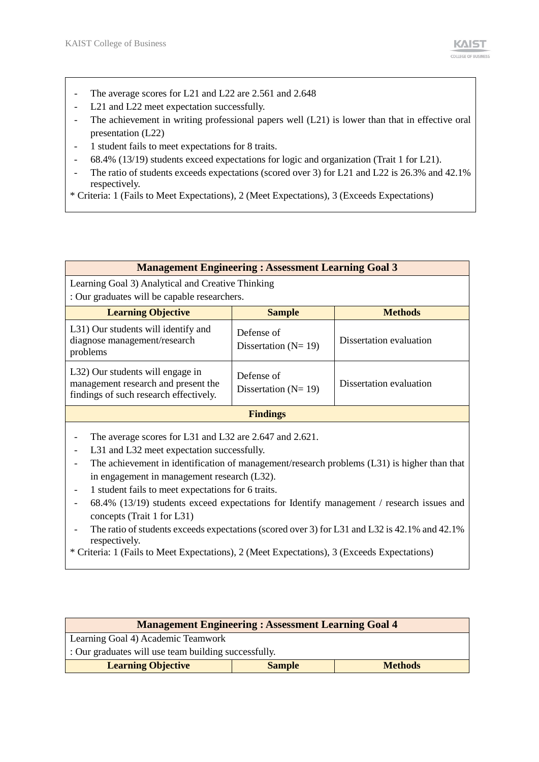- The average scores for L21 and L22 are 2.561 and 2.648
- L21 and L22 meet expectation successfully.
- The achievement in writing professional papers well (L21) is lower than that in effective oral presentation (L22)
- 1 student fails to meet expectations for 8 traits.
- 68.4% (13/19) students exceed expectations for logic and organization (Trait 1 for L21).
- The ratio of students exceeds expectations (scored over 3) for L21 and L22 is 26.3% and 42.1% respectively.

* Criteria: 1 (Fails to Meet Expectations), 2 (Meet Expectations), 3 (Exceeds Expectations)

| **Management Engineering : Assessment Learning Goal 3** | | |
|---|---|---|
| Learning Goal 3) Analytical and Creative Thinking<br>: Our graduates will be capable researchers. | | |
| **Learning Objective** | **Sample** | **Methods** |
| L31) Our students will identify and diagnose management/research problems | Defense of Dissertation (N= 19) | Dissertation evaluation |
| L32) Our students will engage in management research and present the findings of such research effectively. | Defense of Dissertation (N= 19) | Dissertation evaluation |

**Findings**

- The average scores for L31 and L32 are 2.647 and 2.621.
- L31 and L32 meet expectation successfully.
- The achievement in identification of management/research problems (L31) is higher than that in engagement in management research (L32).
- 1 student fails to meet expectations for 6 traits.
- 68.4% (13/19) students exceed expectations for Identify management / research issues and concepts (Trait 1 for L31)
- The ratio of students exceeds expectations (scored over 3) for L31 and L32 is 42.1% and 42.1% respectively.

* Criteria: 1 (Fails to Meet Expectations), 2 (Meet Expectations), 3 (Exceeds Expectations)

| **Management Engineering : Assessment Learning Goal 4** | | |
|---|---|---|
| Learning Goal 4) Academic Teamwork<br>: Our graduates will use team building successfully. | | |
| **Learning Objective** | **Sample** | **Methods** |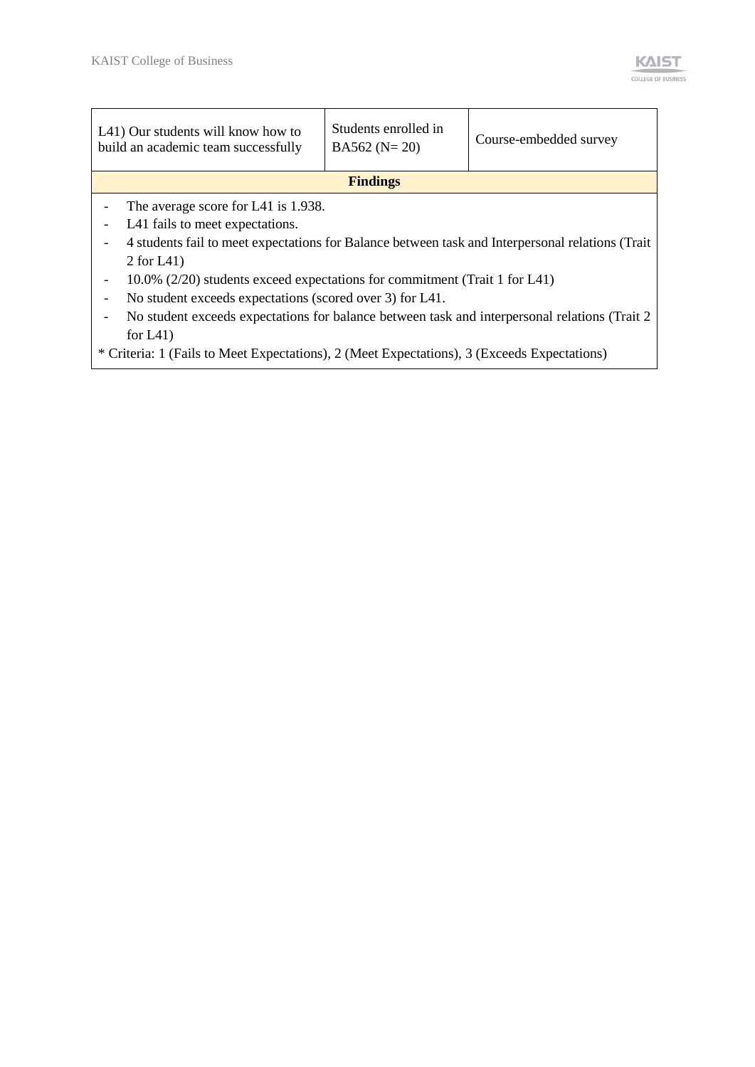| L41) Our students will know how to build an academic team successfully | Students enrolled in BA562 (N= 20) | Course-embedded survey |
| --- | --- | --- |
| **Findings** | | |

- The average score for L41 is 1.938.
- L41 fails to meet expectations.
- 4 students fail to meet expectations for Balance between task and Interpersonal relations (Trait 2 for L41)
- 10.0% (2/20) students exceed expectations for commitment (Trait 1 for L41)
- No student exceeds expectations (scored over 3) for L41.
- No student exceeds expectations for balance between task and interpersonal relations (Trait 2 for L41)

* Criteria: 1 (Fails to Meet Expectations), 2 (Meet Expectations), 3 (Exceeds Expectations)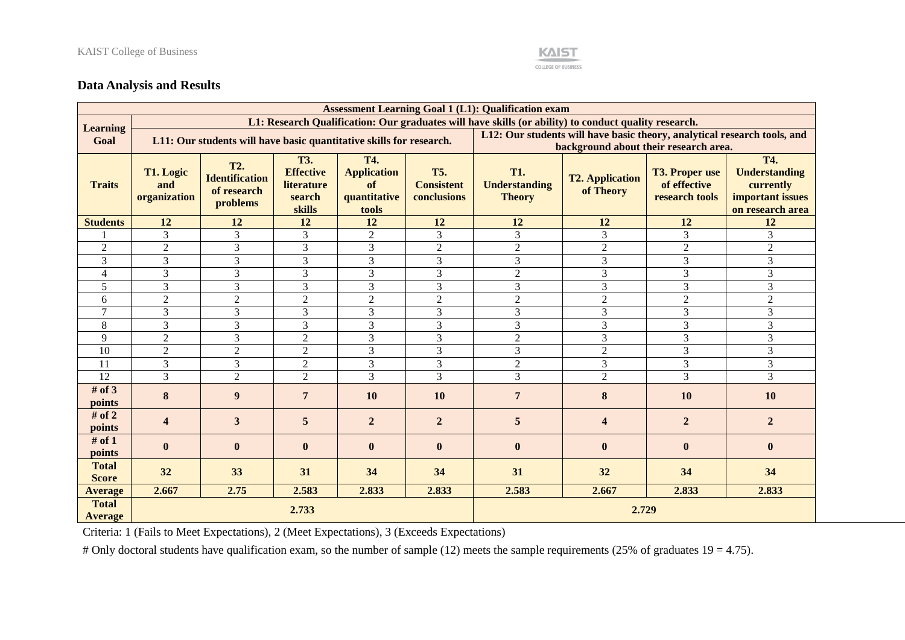## Data Analysis and Results

| Assessment Learning Goal 1 (L1): Qualification exam | | | | | | | | | |
|---|---|---|---|---|---|---|---|---|---|
| Learning Goal | L1: Research Qualification: Our graduates will have skills (or ability) to conduct quality research. | | | | | | | | |
| | L11: Our students will have basic quantitative skills for research. | | | | | L12: Our students will have basic theory, analytical research tools, and background about their research area. | | | |
| Traits | T1. Logic and organization | T2. Identification of research problems | T3. Effective literature search skills | T4. Application of quantitative tools | T5. Consistent conclusions | T1. Understanding Theory | T2. Application of Theory | T3. Proper use of effective research tools | T4. Understanding currently important issues on research area |
| Students | 12 | 12 | 12 | 12 | 12 | 12 | 12 | 12 | 12 |
| 1 | 3 | 3 | 3 | 2 | 3 | 3 | 3 | 3 | 3 |
| 2 | 2 | 3 | 3 | 3 | 2 | 2 | 2 | 2 | 2 |
| 3 | 3 | 3 | 3 | 3 | 3 | 3 | 3 | 3 | 3 |
| 4 | 3 | 3 | 3 | 3 | 3 | 2 | 3 | 3 | 3 |
| 5 | 3 | 3 | 3 | 3 | 3 | 3 | 3 | 3 | 3 |
| 6 | 2 | 2 | 2 | 2 | 2 | 2 | 2 | 2 | 2 |
| 7 | 3 | 3 | 3 | 3 | 3 | 3 | 3 | 3 | 3 |
| 8 | 3 | 3 | 3 | 3 | 3 | 3 | 3 | 3 | 3 |
| 9 | 2 | 3 | 2 | 3 | 3 | 2 | 3 | 3 | 3 |
| 10 | 2 | 2 | 2 | 3 | 3 | 3 | 2 | 3 | 3 |
| 11 | 3 | 3 | 2 | 3 | 3 | 2 | 3 | 3 | 3 |
| 12 | 3 | 2 | 2 | 3 | 3 | 3 | 2 | 3 | 3 |
| # of 3 points | 8 | 9 | 7 | 10 | 10 | 7 | 8 | 10 | 10 |
| # of 2 points | 4 | 3 | 5 | 2 | 2 | 5 | 4 | 2 | 2 |
| # of 1 points | 0 | 0 | 0 | 0 | 0 | 0 | 0 | 0 | 0 |
| Total Score | 32 | 33 | 31 | 34 | 34 | 31 | 32 | 34 | 34 |
| Average | 2.667 | 2.75 | 2.583 | 2.833 | 2.833 | 2.583 | 2.667 | 2.833 | 2.833 |
| Total Average | 2.733 | | | | | 2.729 | | | |

Criteria: 1 (Fails to Meet Expectations), 2 (Meet Expectations), 3 (Exceeds Expectations)

# Only doctoral students have qualification exam, so the number of sample (12) meets the sample requirements (25% of graduates 19 = 4.75).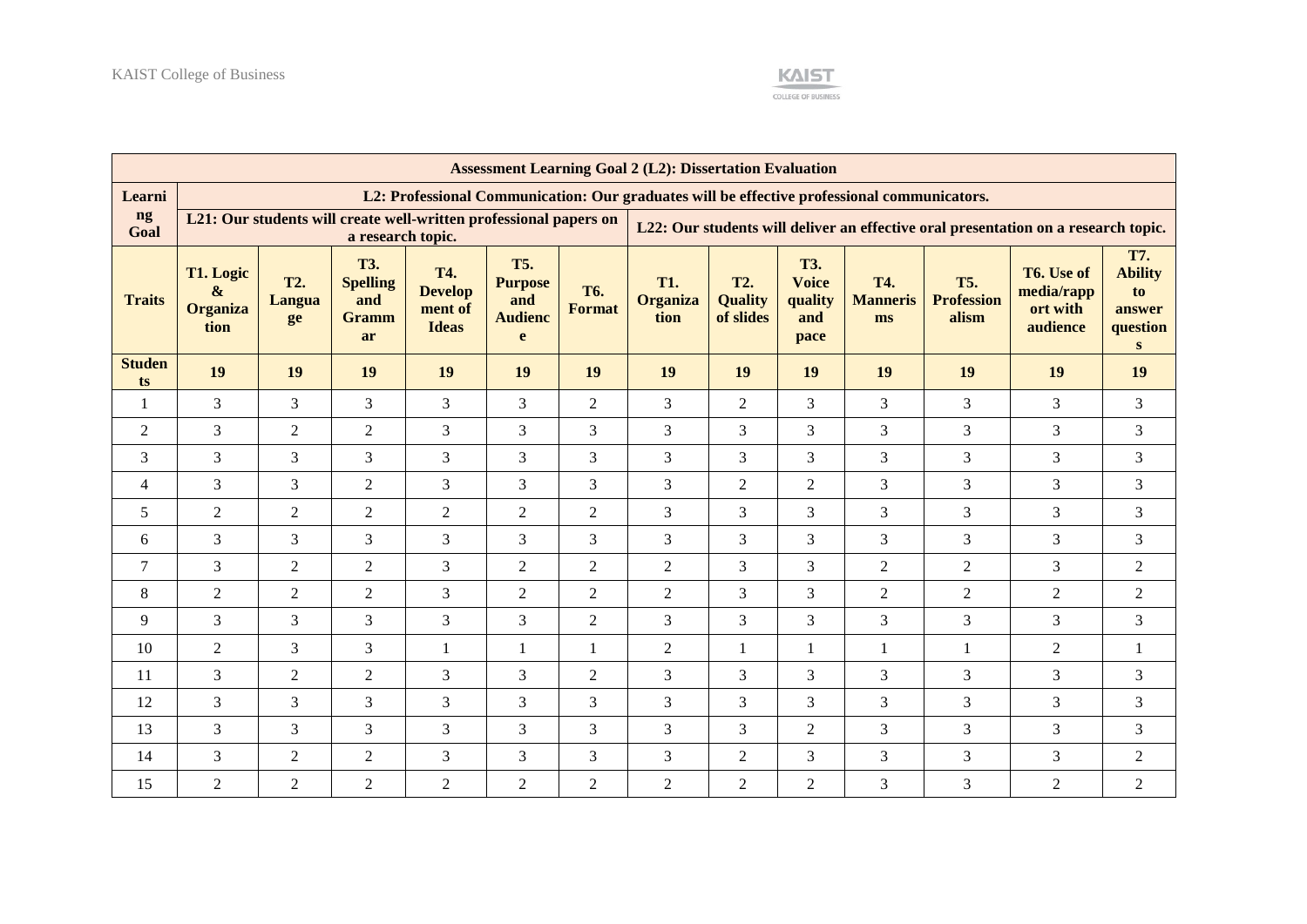| Assessment Learning Goal 2 (L2): Dissertation Evaluation | | | | | | | | | | | | | |
|---|---|---|---|---|---|---|---|---|---|---|---|---|---|
| **Learning Goal** | **L2: Professional Communication: Our graduates will be effective professional communicators.** | | | | | | | | | | | | |
| | **L21: Our students will create well-written professional papers on a research topic.** | | | | | | **L22: Our students will deliver an effective oral presentation on a research topic.** | | | | | | |
| **Traits** | **T1. Logic & Organization** | **T2. Language** | **T3. Spelling and Grammar** | **T4. Development of Ideas** | **T5. Purpose and Audience** | **T6. Format** | **T1. Organization** | **T2. Quality of slides** | **T3. Voice quality and pace** | **T4. Mannerisms** | **T5. Professionalism** | **T6. Use of media/rapport with audience** | **T7. Ability to answer questions** |
| **Students** | **19** | **19** | **19** | **19** | **19** | **19** | **19** | **19** | **19** | **19** | **19** | **19** | **19** |
| 1 | 3 | 3 | 3 | 3 | 3 | 2 | 3 | 2 | 3 | 3 | 3 | 3 | 3 |
| 2 | 3 | 2 | 2 | 3 | 3 | 3 | 3 | 3 | 3 | 3 | 3 | 3 | 3 |
| 3 | 3 | 3 | 3 | 3 | 3 | 3 | 3 | 3 | 3 | 3 | 3 | 3 | 3 |
| 4 | 3 | 3 | 2 | 3 | 3 | 3 | 3 | 2 | 2 | 3 | 3 | 3 | 3 |
| 5 | 2 | 2 | 2 | 2 | 2 | 2 | 3 | 3 | 3 | 3 | 3 | 3 | 3 |
| 6 | 3 | 3 | 3 | 3 | 3 | 3 | 3 | 3 | 3 | 3 | 3 | 3 | 3 |
| 7 | 3 | 2 | 2 | 3 | 2 | 2 | 2 | 3 | 3 | 2 | 2 | 3 | 2 |
| 8 | 2 | 2 | 2 | 3 | 2 | 2 | 2 | 3 | 3 | 2 | 2 | 2 | 2 |
| 9 | 3 | 3 | 3 | 3 | 3 | 2 | 3 | 3 | 3 | 3 | 3 | 3 | 3 |
| 10 | 2 | 3 | 3 | 1 | 1 | 1 | 2 | 1 | 1 | 1 | 1 | 2 | 1 |
| 11 | 3 | 2 | 2 | 3 | 3 | 2 | 3 | 3 | 3 | 3 | 3 | 3 | 3 |
| 12 | 3 | 3 | 3 | 3 | 3 | 3 | 3 | 3 | 3 | 3 | 3 | 3 | 3 |
| 13 | 3 | 3 | 3 | 3 | 3 | 3 | 3 | 3 | 2 | 3 | 3 | 3 | 3 |
| 14 | 3 | 2 | 2 | 3 | 3 | 3 | 3 | 2 | 3 | 3 | 3 | 3 | 2 |
| 15 | 2 | 2 | 2 | 2 | 2 | 2 | 2 | 2 | 2 | 3 | 3 | 2 | 2 |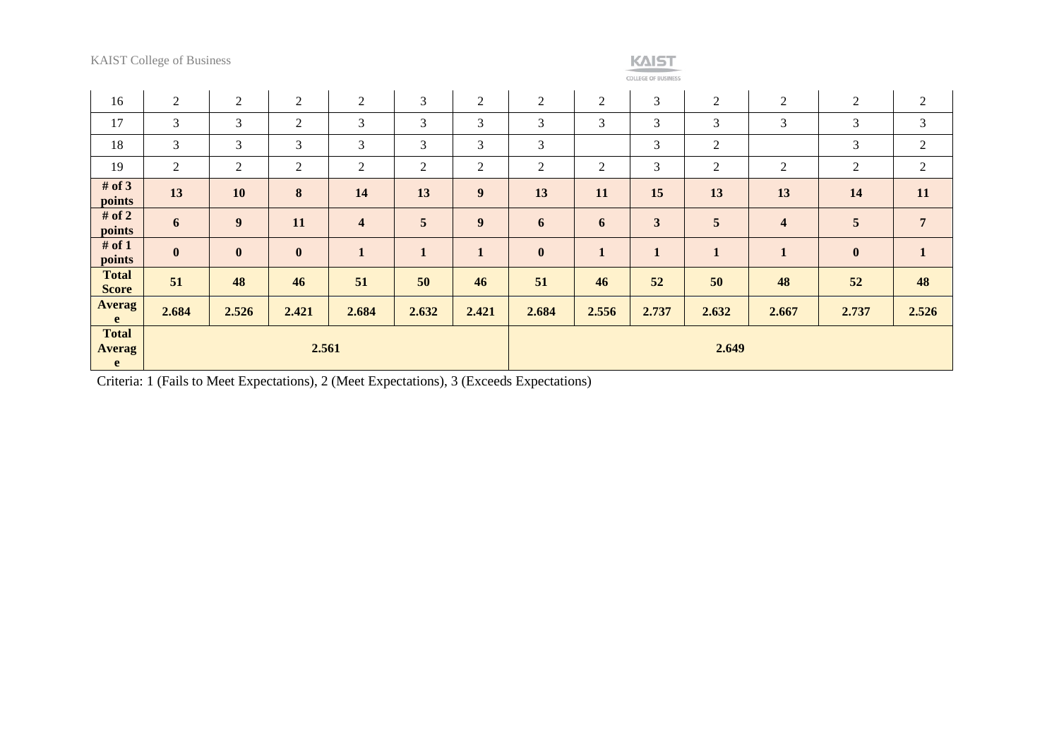| | | | | | | | | | | | | | |
|---|---|---|---|---|---|---|---|---|---|---|---|---|---|
| 16 | 2 | 2 | 2 | 2 | 3 | 2 | 2 | 2 | 3 | 2 | 2 | 2 | 2 |
| 17 | 3 | 3 | 2 | 3 | 3 | 3 | 3 | 3 | 3 | 3 | 3 | 3 | 3 |
| 18 | 3 | 3 | 3 | 3 | 3 | 3 | 3 | | 3 | 2 | | 3 | 2 |
| 19 | 2 | 2 | 2 | 2 | 2 | 2 | 2 | 2 | 3 | 2 | 2 | 2 | 2 |
| **# of 3 points** | **13** | **10** | **8** | **14** | **13** | **9** | **13** | **11** | **15** | **13** | **13** | **14** | **11** |
| **# of 2 points** | **6** | **9** | **11** | **4** | **5** | **9** | **6** | **6** | **3** | **5** | **4** | **5** | **7** |
| **# of 1 points** | **0** | **0** | **0** | **1** | **1** | **1** | **0** | **1** | **1** | **1** | **1** | **0** | **1** |
| **Total Score** | **51** | **48** | **46** | **51** | **50** | **46** | **51** | **46** | **52** | **50** | **48** | **52** | **48** |
| **Average** | **2.684** | **2.526** | **2.421** | **2.684** | **2.632** | **2.421** | **2.684** | **2.556** | **2.737** | **2.632** | **2.667** | **2.737** | **2.526** |
| **Total Average** | **2.561** | | | | | | **2.649** | | | | | | |

Criteria: 1 (Fails to Meet Expectations), 2 (Meet Expectations), 3 (Exceeds Expectations)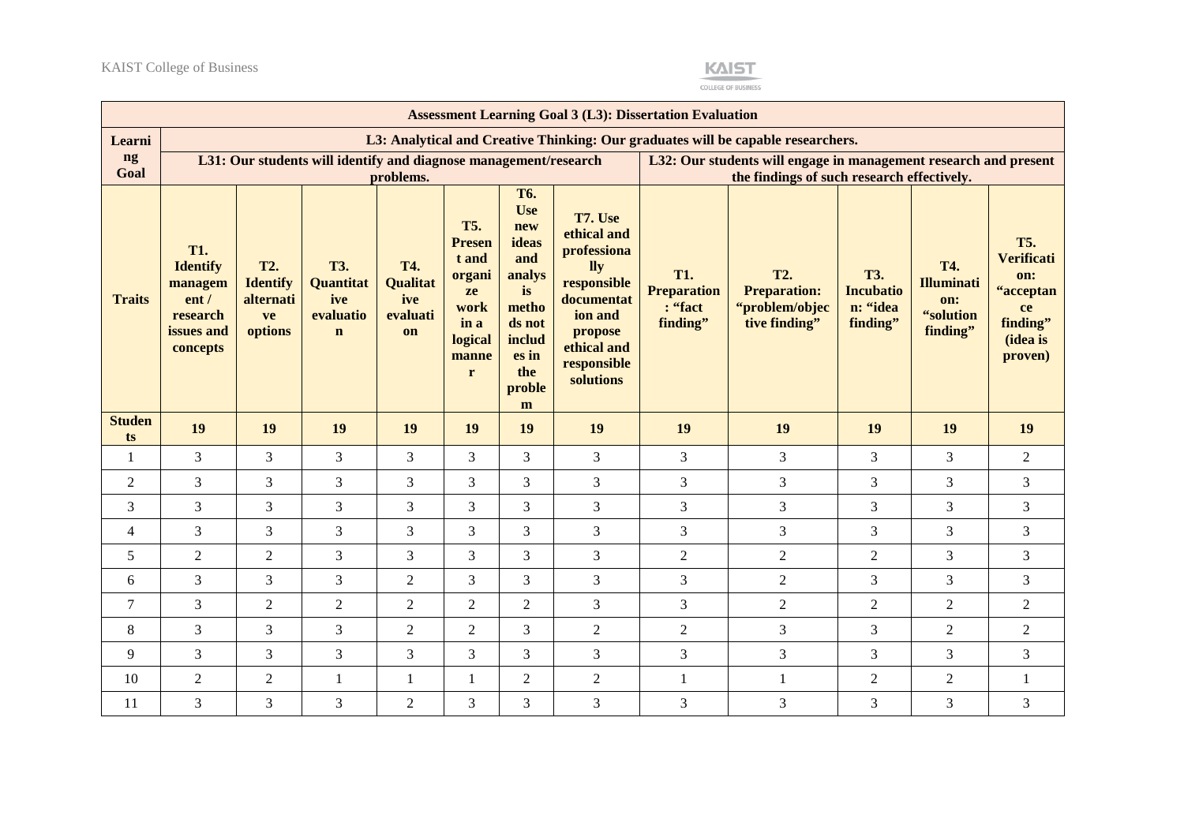| Assessment Learning Goal 3 (L3): Dissertation Evaluation | | | | | | | | | | | | |
|---|---|---|---|---|---|---|---|---|---|---|---|---|
| **Learning Goal** | **L3: Analytical and Creative Thinking: Our graduates will be capable researchers.** | | | | | | | | | | | |
| | **L31: Our students will identify and diagnose management/research problems.** | | | | | | | **L32: Our students will engage in management research and present the findings of such research effectively.** | | | | |
| **Traits** | **T1. Identify management / research issues and concepts** | **T2. Identify alternative options** | **T3. Quantitative evaluation** | **T4. Qualitative evaluation** | **T5. Present and organize work in a logical manner** | **T6. Use new ideas and analysis methods not includes in the problem** | **T7. Use ethical and professionally responsible documentation and propose ethical and responsible solutions** | **T1. Preparation: "fact finding"** | **T2. Preparation: "problem/objective finding"** | **T3. Incubation: "idea finding"** | **T4. Illumination: "solution finding"** | **T5. Verification: "acceptance finding" (idea is proven)** |
| **Students** | **19** | **19** | **19** | **19** | **19** | **19** | **19** | **19** | **19** | **19** | **19** | **19** |
| 1 | 3 | 3 | 3 | 3 | 3 | 3 | 3 | 3 | 3 | 3 | 3 | 2 |
| 2 | 3 | 3 | 3 | 3 | 3 | 3 | 3 | 3 | 3 | 3 | 3 | 3 |
| 3 | 3 | 3 | 3 | 3 | 3 | 3 | 3 | 3 | 3 | 3 | 3 | 3 |
| 4 | 3 | 3 | 3 | 3 | 3 | 3 | 3 | 3 | 3 | 3 | 3 | 3 |
| 5 | 2 | 2 | 3 | 3 | 3 | 3 | 3 | 2 | 2 | 2 | 3 | 3 |
| 6 | 3 | 3 | 3 | 2 | 3 | 3 | 3 | 3 | 2 | 3 | 3 | 3 |
| 7 | 3 | 2 | 2 | 2 | 2 | 2 | 3 | 3 | 2 | 2 | 2 | 2 |
| 8 | 3 | 3 | 3 | 2 | 2 | 3 | 2 | 2 | 3 | 3 | 2 | 2 |
| 9 | 3 | 3 | 3 | 3 | 3 | 3 | 3 | 3 | 3 | 3 | 3 | 3 |
| 10 | 2 | 2 | 1 | 1 | 1 | 2 | 2 | 1 | 1 | 2 | 2 | 1 |
| 11 | 3 | 3 | 3 | 2 | 3 | 3 | 3 | 3 | 3 | 3 | 3 | 3 |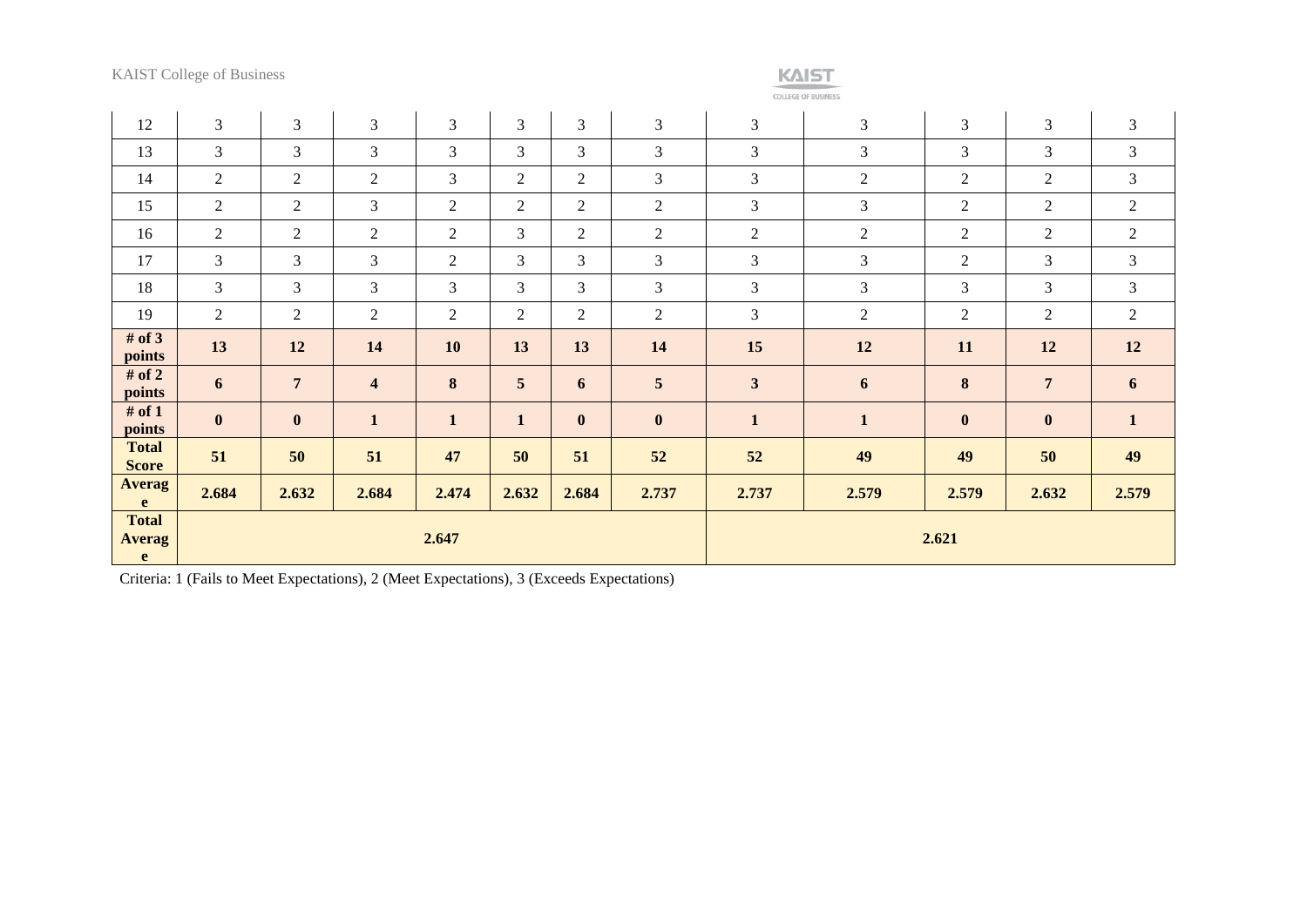| 12 | 3 | 3 | 3 | 3 | 3 | 3 | 3 | 3 | 3 | 3 | 3 | 3 |
|---|---|---|---|---|---|---|---|---|---|---|---|---|
| 13 | 3 | 3 | 3 | 3 | 3 | 3 | 3 | 3 | 3 | 3 | 3 | 3 |
| 14 | 2 | 2 | 2 | 3 | 2 | 2 | 3 | 3 | 2 | 2 | 2 | 3 |
| 15 | 2 | 2 | 3 | 2 | 2 | 2 | 2 | 3 | 3 | 2 | 2 | 2 |
| 16 | 2 | 2 | 2 | 2 | 3 | 2 | 2 | 2 | 2 | 2 | 2 | 2 |
| 17 | 3 | 3 | 3 | 2 | 3 | 3 | 3 | 3 | 3 | 2 | 3 | 3 |
| 18 | 3 | 3 | 3 | 3 | 3 | 3 | 3 | 3 | 3 | 3 | 3 | 3 |
| 19 | 2 | 2 | 2 | 2 | 2 | 2 | 2 | 3 | 2 | 2 | 2 | 2 |
| **# of 3 points** | **13** | **12** | **14** | **10** | **13** | **13** | **14** | **15** | **12** | **11** | **12** | **12** |
| **# of 2 points** | **6** | **7** | **4** | **8** | **5** | **6** | **5** | **3** | **6** | **8** | **7** | **6** |
| **# of 1 points** | **0** | **0** | **1** | **1** | **1** | **0** | **0** | **1** | **1** | **0** | **0** | **1** |
| **Total Score** | **51** | **50** | **51** | **47** | **50** | **51** | **52** | **52** | **49** | **49** | **50** | **49** |
| **Average** | **2.684** | **2.632** | **2.684** | **2.474** | **2.632** | **2.684** | **2.737** | **2.737** | **2.579** | **2.579** | **2.632** | **2.579** |
| **Total Average** | **2.647** | | | | | | | **2.621** | | | | |

Criteria: 1 (Fails to Meet Expectations), 2 (Meet Expectations), 3 (Exceeds Expectations)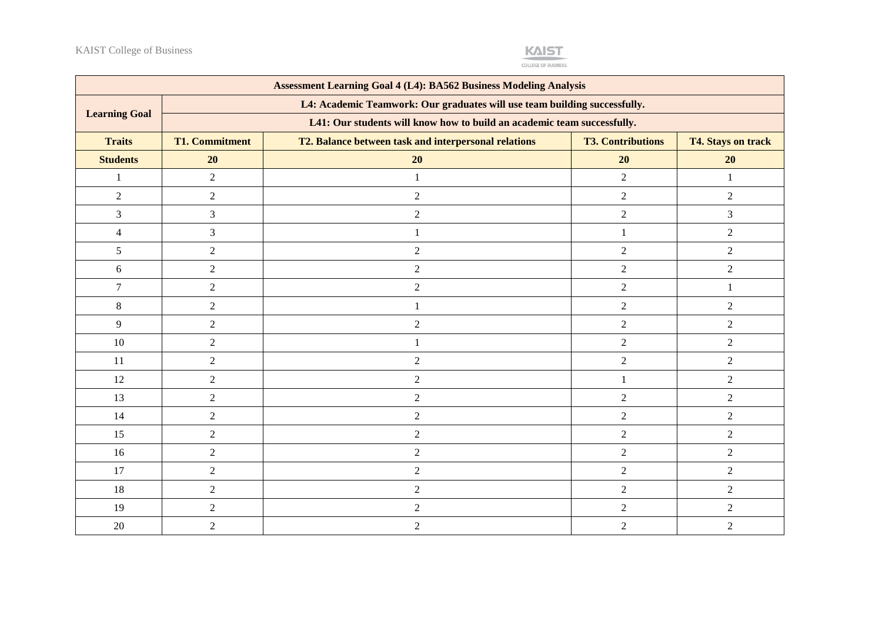| Assessment Learning Goal 4 (L4): BA562 Business Modeling Analysis | | | | |
|---|---|---|---|---|
| **Learning Goal** | **L4: Academic Teamwork: Our graduates will use team building successfully.** | | | |
| | **L41: Our students will know how to build an academic team successfully.** | | | |
| **Traits** | **T1. Commitment** | **T2. Balance between task and interpersonal relations** | **T3. Contributions** | **T4. Stays on track** |
| **Students** | **20** | **20** | **20** | **20** |
| 1 | 2 | 1 | 2 | 1 |
| 2 | 2 | 2 | 2 | 2 |
| 3 | 3 | 2 | 2 | 3 |
| 4 | 3 | 1 | 1 | 2 |
| 5 | 2 | 2 | 2 | 2 |
| 6 | 2 | 2 | 2 | 2 |
| 7 | 2 | 2 | 2 | 1 |
| 8 | 2 | 1 | 2 | 2 |
| 9 | 2 | 2 | 2 | 2 |
| 10 | 2 | 1 | 2 | 2 |
| 11 | 2 | 2 | 2 | 2 |
| 12 | 2 | 2 | 1 | 2 |
| 13 | 2 | 2 | 2 | 2 |
| 14 | 2 | 2 | 2 | 2 |
| 15 | 2 | 2 | 2 | 2 |
| 16 | 2 | 2 | 2 | 2 |
| 17 | 2 | 2 | 2 | 2 |
| 18 | 2 | 2 | 2 | 2 |
| 19 | 2 | 2 | 2 | 2 |
| 20 | 2 | 2 | 2 | 2 |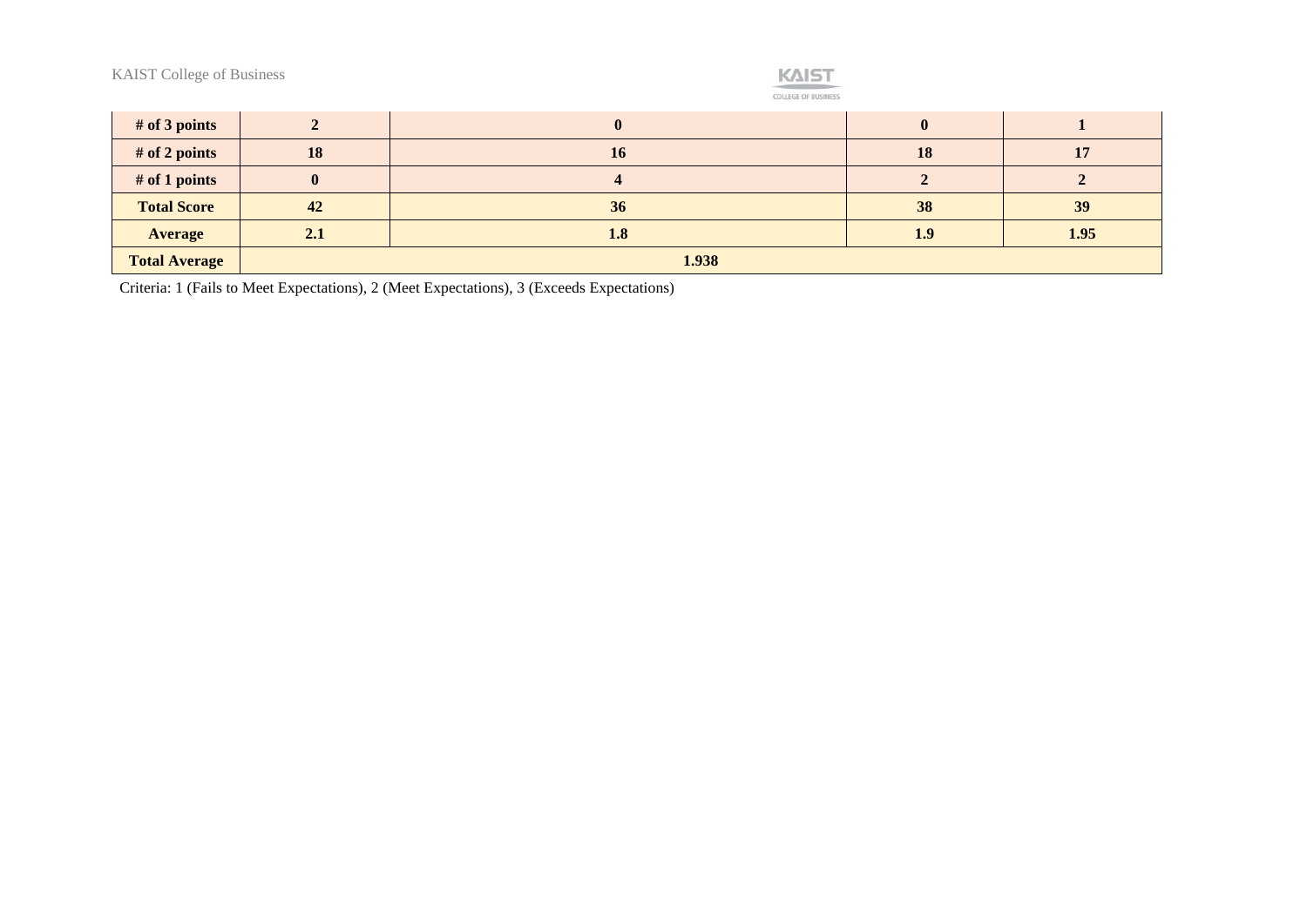| | | | | |
|---|---|---|---|---|
| **# of 3 points** | **2** | **0** | **0** | **1** |
| **# of 2 points** | **18** | **16** | **18** | **17** |
| **# of 1 points** | **0** | **4** | **2** | **2** |
| **Total Score** | **42** | **36** | **38** | **39** |
| **Average** | **2.1** | **1.8** | **1.9** | **1.95** |
| **Total Average** | **1.938** | | | |

Criteria: 1 (Fails to Meet Expectations), 2 (Meet Expectations), 3 (Exceeds Expectations)